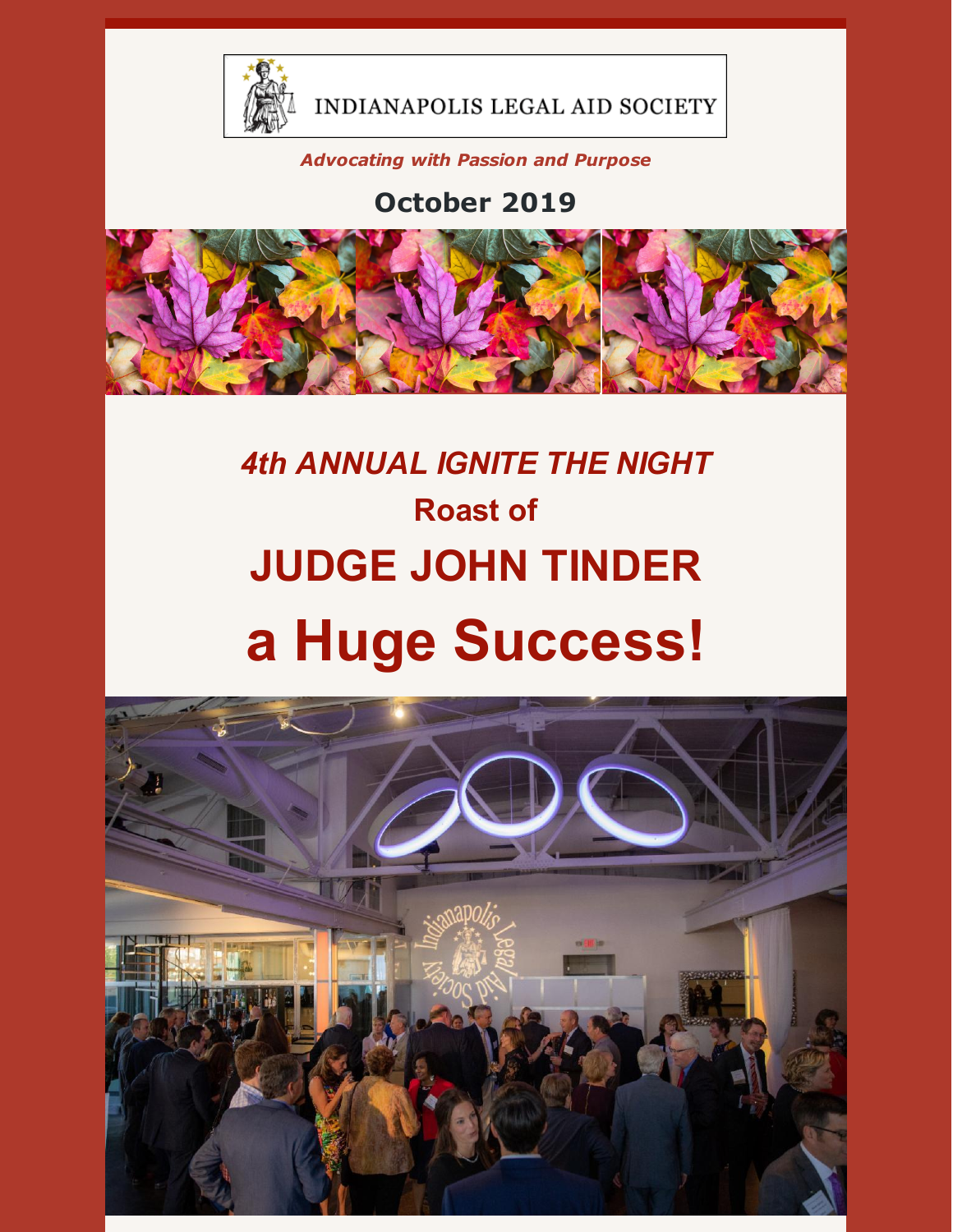INDIANAPOLIS LEGAL AID SOCIETY

*Advocating with Passion and Purpose*

**October 2019**

# *4th ANNUAL IGNITE THE NIGHT*

## Roast of

# JUDGE JOHN TINDER

# a Huge Success!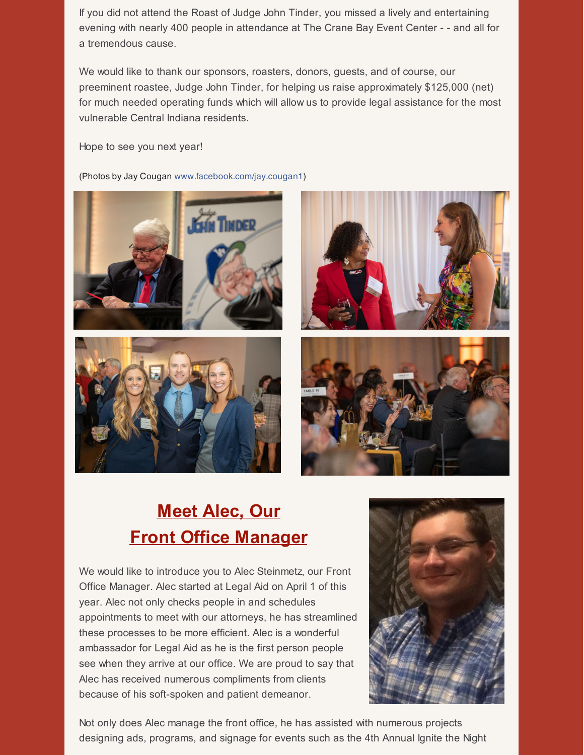If you did not attend the Roast of Judge John Tinder, you missed a lively and entertaining evening with nearly 400 people in attendance at The Crane Bay Event Center - - and all for a tremendous cause.

We would like to thank our sponsors, roasters, donors, guests, and of course, our preeminent roastee, Judge John Tinder, for helping us raise approximately $125,000 (net) for much needed operating funds which will allow us to provide legal assistance for the most vulnerable Central Indiana residents.

Hope to see you next year!

(Photos by Jay Cougan www.facebook.com/jay.cougan1)

## Meet Alec, Our Front Office Manager

We would like to introduce you to Alec Steinmetz, our Front Office Manager. Alec started at Legal Aid on April 1 of this year. Alec not only checks people in and schedules appointments to meet with our attorneys, he has streamlined these processes to be more efficient. Alec is a wonderful ambassador for Legal Aid as he is the first person people see when they arrive at our office. We are proud to say that Alec has received numerous compliments from clients because of his soft-spoken and patient demeanor.

Not only does Alec manage the front office, he has assisted with numerous projects designing ads, programs, and signage for events such as the 4th Annual Ignite the Night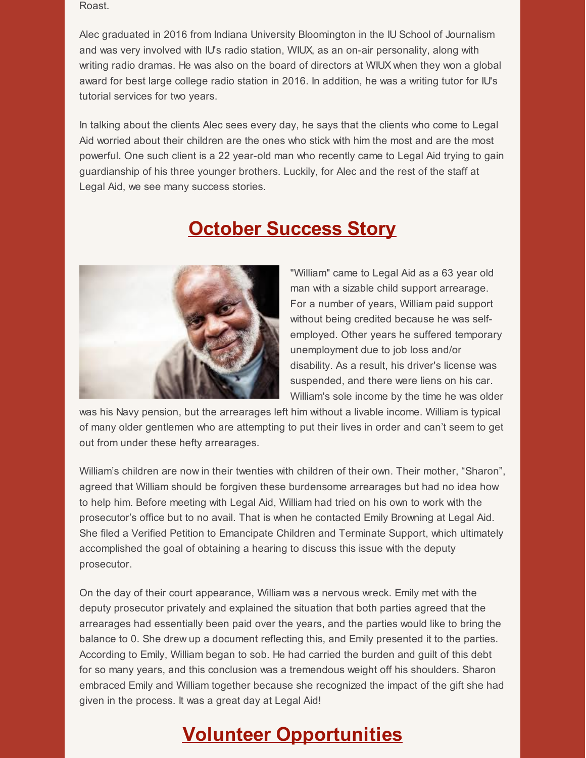Roast.

Alec graduated in 2016 from Indiana University Bloomington in the IU School of Journalism and was very involved with IU's radio station, WIUX, as an on-air personality, along with writing radio dramas. He was also on the board of directors at WIUX when they won a global award for best large college radio station in 2016. In addition, he was a writing tutor for IU's tutorial services for two years.

In talking about the clients Alec sees every day, he says that the clients who come to Legal Aid worried about their children are the ones who stick with him the most and are the most powerful. One such client is a 22 year-old man who recently came to Legal Aid trying to gain guardianship of his three younger brothers. Luckily, for Alec and the rest of the staff at Legal Aid, we see many success stories.

## October Success Story

"William" came to Legal Aid as a 63 year old man with a sizable child support arrearage. For a number of years, William paid support without being credited because he was self-employed. Other years he suffered temporary unemployment due to job loss and/or disability. As a result, his driver's license was suspended, and there were liens on his car. William's sole income by the time he was older was his Navy pension, but the arrearages left him without a livable income. William is typical of many older gentlemen who are attempting to put their lives in order and can't seem to get out from under these hefty arrearages.

William's children are now in their twenties with children of their own. Their mother, "Sharon", agreed that William should be forgiven these burdensome arrearages but had no idea how to help him. Before meeting with Legal Aid, William had tried on his own to work with the prosecutor's office but to no avail. That is when he contacted Emily Browning at Legal Aid. She filed a Verified Petition to Emancipate Children and Terminate Support, which ultimately accomplished the goal of obtaining a hearing to discuss this issue with the deputy prosecutor.

On the day of their court appearance, William was a nervous wreck. Emily met with the deputy prosecutor privately and explained the situation that both parties agreed that the arrearages had essentially been paid over the years, and the parties would like to bring the balance to 0. She drew up a document reflecting this, and Emily presented it to the parties. According to Emily, William began to sob. He had carried the burden and guilt of this debt for so many years, and this conclusion was a tremendous weight off his shoulders. Sharon embraced Emily and William together because she recognized the impact of the gift she had given in the process. It was a great day at Legal Aid!

## Volunteer Opportunities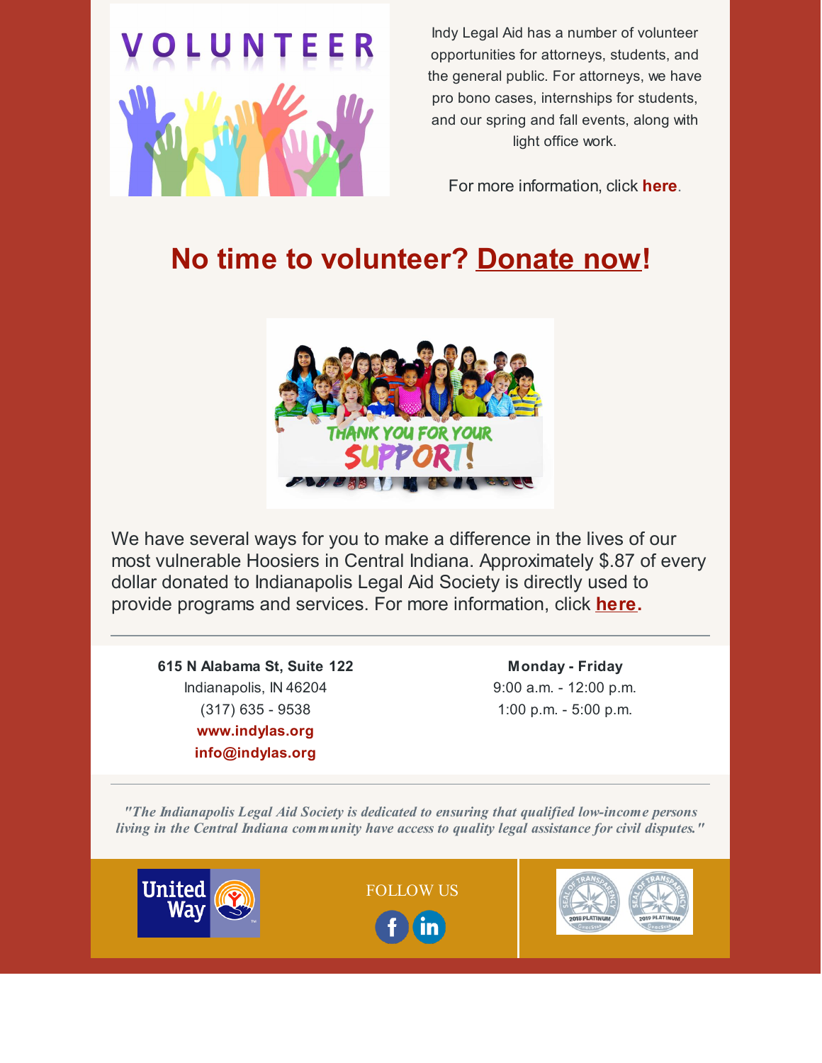Indy Legal Aid has a number of volunteer opportunities for attorneys, students, and the general public. For attorneys, we have pro bono cases, internships for students, and our spring and fall events, along with light office work.

For more information, click **here**.

## No time to volunteer? Donate now!

We have several ways for you to make a difference in the lives of our most vulnerable Hoosiers in Central Indiana. Approximately $.87 of every dollar donated to Indianapolis Legal Aid Society is directly used to provide programs and services. For more information, click **here**.

---

**615 N Alabama St, Suite 122**
Indianapolis, IN 46204
(317) 635 - 9538
**www.indylas.org**
**info@indylas.org**

**Monday - Friday**
9:00 a.m. - 12:00 p.m.
1:00 p.m. - 5:00 p.m.

---

*"The Indianapolis Legal Aid Society is dedicated to ensuring that qualified low-income persons living in the Central Indiana community have access to quality legal assistance for civil disputes."*

FOLLOW US